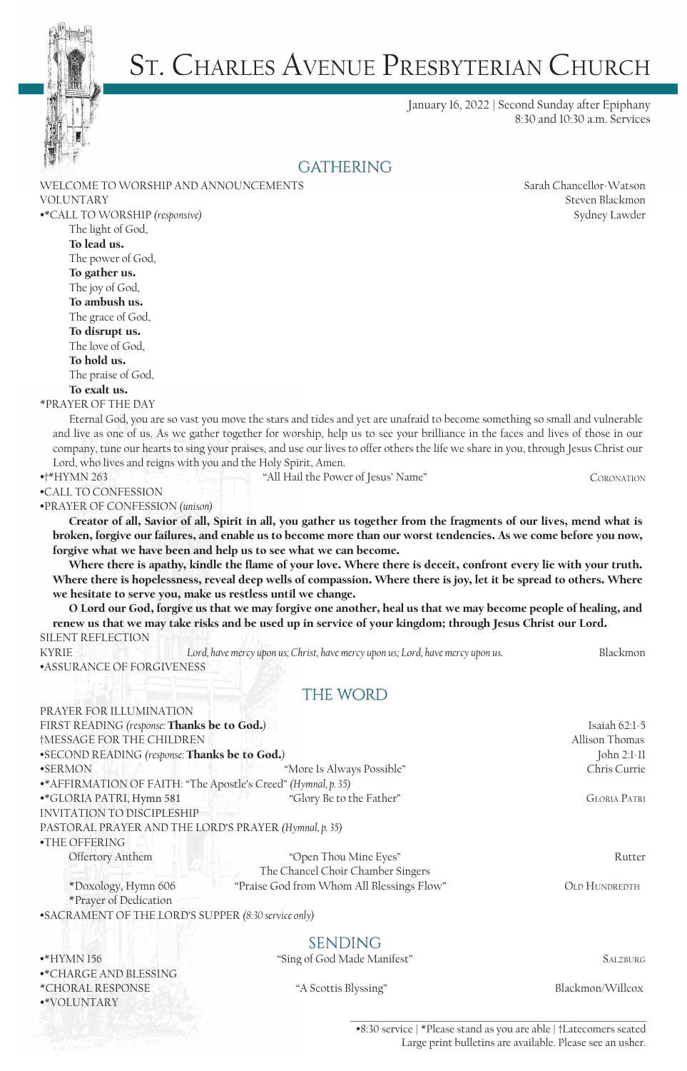# St. Charles Avenue Presbyterian Church

January 16, 2022 | Second Sunday after Epiphany
8:30 and 10:30 a.m. Services

## GATHERING

WELCOME TO WORSHIP AND ANNOUNCEMENTS — Sarah Chancellor-Watson

VOLUNTARY — Steven Blackmon

•*CALL TO WORSHIP *(responsive)* — Sydney Lawder

The light of God,
**To lead us.**
The power of God,
**To gather us.**
The joy of God,
**To ambush us.**
The grace of God,
**To disrupt us.**
The love of God,
**To hold us.**
The praise of God,
**To exalt us.**

*PRAYER OF THE DAY

Eternal God, you are so vast you move the stars and tides and yet are unafraid to become something so small and vulnerable and live as one of us. As we gather together for worship, help us to see your brilliance in the faces and lives of those in our company, tune our hearts to sing your praises, and use our lives to offer others the life we share in you, through Jesus Christ our Lord, who lives and reigns with you and the Holy Spirit, Amen.

•†*HYMN 263 — "All Hail the Power of Jesus' Name" — Coronation

•CALL TO CONFESSION

•PRAYER OF CONFESSION *(unison)*

**Creator of all, Savior of all, Spirit in all, you gather us together from the fragments of our lives, mend what is broken, forgive our failures, and enable us to become more than our worst tendencies. As we come before you now, forgive what we have been and help us to see what we can become.**

**Where there is apathy, kindle the flame of your love. Where there is deceit, confront every lie with your truth. Where there is hopelessness, reveal deep wells of compassion. Where there is joy, let it be spread to others. Where we hesitate to serve you, make us restless until we change.**

**O Lord our God, forgive us that we may forgive one another, heal us that we may become people of healing, and renew us that we may take risks and be used up in service of your kingdom; through Jesus Christ our Lord.**

SILENT REFLECTION

KYRIE — *Lord, have mercy upon us; Christ, have mercy upon us; Lord, have mercy upon us.* — Blackmon

•ASSURANCE OF FORGIVENESS

## THE WORD

PRAYER FOR ILLUMINATION

FIRST READING *(response:* **Thanks be to God.***)* — Isaiah 62:1-5

†MESSAGE FOR THE CHILDREN — Allison Thomas

•SECOND READING *(response:* **Thanks be to God.***)* — John 2:1-11

•SERMON — "More Is Always Possible" — Chris Currie

•*AFFIRMATION OF FAITH: "The Apostle's Creed" *(Hymnal, p. 35)*

•*GLORIA PATRI, Hymn 581 — "Glory Be to the Father" — Gloria Patri

INVITATION TO DISCIPLESHIP

PASTORAL PRAYER AND THE LORD'S PRAYER *(Hymnal, p. 35)*

•THE OFFERING

Offertory Anthem — "Open Thou Mine Eyes" — Rutter
The Chancel Choir Chamber Singers

*Doxology, Hymn 606 — "Praise God from Whom All Blessings Flow" — Old Hundredth

*Prayer of Dedication

•SACRAMENT OF THE LORD'S SUPPER *(8:30 service only)*

## SENDING

•*HYMN 156 — "Sing of God Made Manifest" — Salzburg

•*CHARGE AND BLESSING

*CHORAL RESPONSE — "A Scottis Blyssing" — Blackmon/Willcox

•*VOLUNTARY

•8:30 service | *Please stand as you are able | †Latecomers seated
Large print bulletins are available. Please see an usher.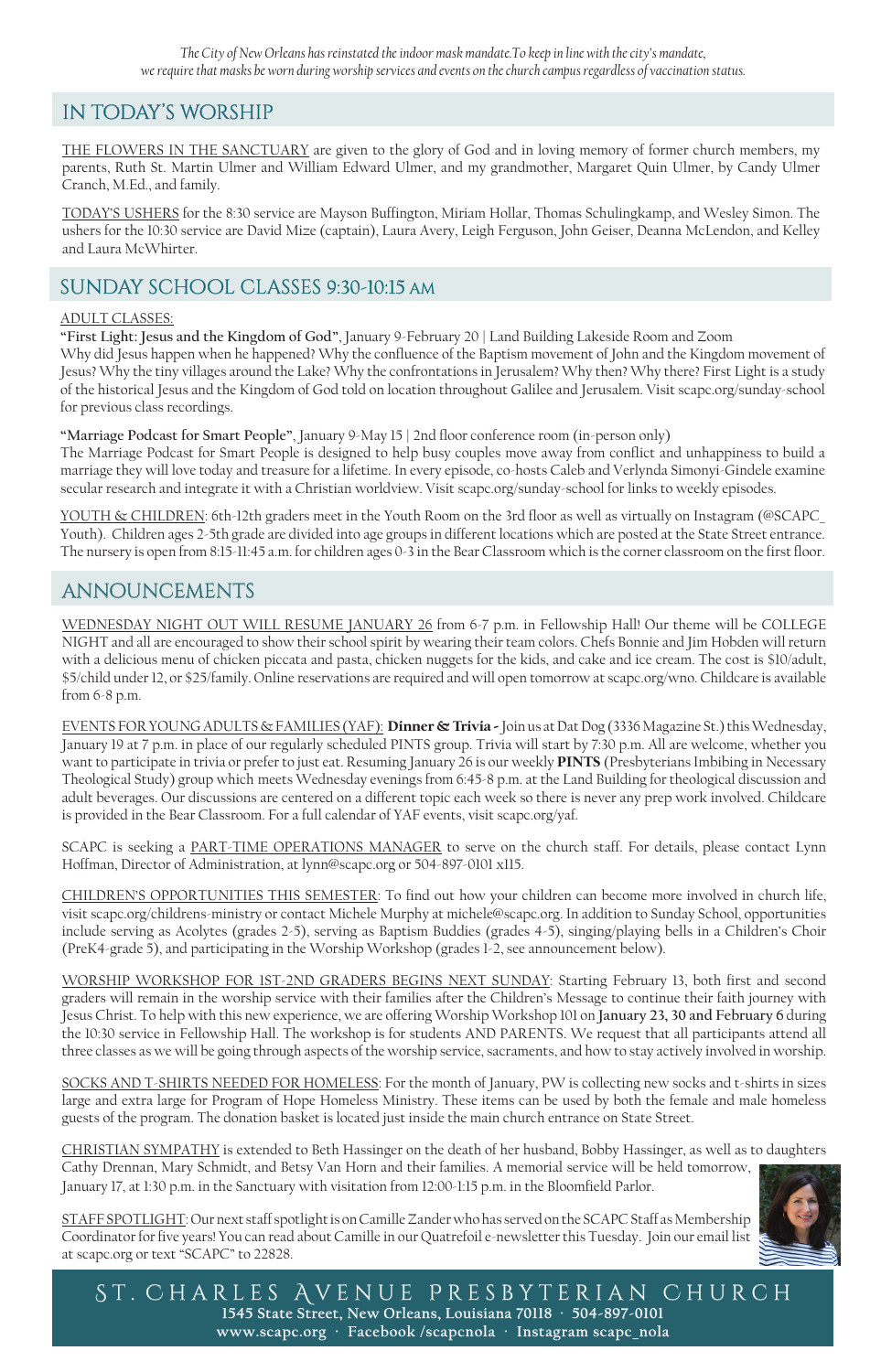*The City of New Orleans has reinstated the indoor mask mandate. To keep in line with the city's mandate, we require that masks be worn during worship services and events on the church campus regardless of vaccination status.*

## IN TODAY'S WORSHIP

THE FLOWERS IN THE SANCTUARY are given to the glory of God and in loving memory of former church members, my parents, Ruth St. Martin Ulmer and William Edward Ulmer, and my grandmother, Margaret Quin Ulmer, by Candy Ulmer Cranch, M.Ed., and family.

TODAY'S USHERS for the 8:30 service are Mayson Buffington, Miriam Hollar, Thomas Schulingkamp, and Wesley Simon. The ushers for the 10:30 service are David Mize (captain), Laura Avery, Leigh Ferguson, John Geiser, Deanna McLendon, and Kelley and Laura McWhirter.

## SUNDAY SCHOOL CLASSES 9:30-10:15 AM

ADULT CLASSES:

**"First Light: Jesus and the Kingdom of God"**, January 9-February 20 | Land Building Lakeside Room and Zoom
Why did Jesus happen when he happened? Why the confluence of the Baptism movement of John and the Kingdom movement of Jesus? Why the tiny villages around the Lake? Why the confrontations in Jerusalem? Why then? Why there? First Light is a study of the historical Jesus and the Kingdom of God told on location throughout Galilee and Jerusalem. Visit scapc.org/sunday-school for previous class recordings.

**"Marriage Podcast for Smart People"**, January 9-May 15 | 2nd floor conference room (in-person only)
The Marriage Podcast for Smart People is designed to help busy couples move away from conflict and unhappiness to build a marriage they will love today and treasure for a lifetime. In every episode, co-hosts Caleb and Verlynda Simonyi-Gindele examine secular research and integrate it with a Christian worldview. Visit scapc.org/sunday-school for links to weekly episodes.

YOUTH & CHILDREN: 6th-12th graders meet in the Youth Room on the 3rd floor as well as virtually on Instagram (@SCAPC_Youth). Children ages 2-5th grade are divided into age groups in different locations which are posted at the State Street entrance. The nursery is open from 8:15-11:45 a.m. for children ages 0-3 in the Bear Classroom which is the corner classroom on the first floor.

## ANNOUNCEMENTS

WEDNESDAY NIGHT OUT WILL RESUME JANUARY 26 from 6-7 p.m. in Fellowship Hall! Our theme will be COLLEGE NIGHT and all are encouraged to show their school spirit by wearing their team colors. Chefs Bonnie and Jim Hobden will return with a delicious menu of chicken piccata and pasta, chicken nuggets for the kids, and cake and ice cream. The cost is $10/adult, $5/child under 12, or $25/family. Online reservations are required and will open tomorrow at scapc.org/wno. Childcare is available from 6-8 p.m.

EVENTS FOR YOUNG ADULTS & FAMILIES (YAF): **Dinner & Trivia -** Join us at Dat Dog (3336 Magazine St.) this Wednesday, January 19 at 7 p.m. in place of our regularly scheduled PINTS group. Trivia will start by 7:30 p.m. All are welcome, whether you want to participate in trivia or prefer to just eat. Resuming January 26 is our weekly **PINTS** (Presbyterians Imbibing in Necessary Theological Study) group which meets Wednesday evenings from 6:45-8 p.m. at the Land Building for theological discussion and adult beverages. Our discussions are centered on a different topic each week so there is never any prep work involved. Childcare is provided in the Bear Classroom. For a full calendar of YAF events, visit scapc.org/yaf.

SCAPC is seeking a PART-TIME OPERATIONS MANAGER to serve on the church staff. For details, please contact Lynn Hoffman, Director of Administration, at lynn@scapc.org or 504-897-0101 x115.

CHILDREN'S OPPORTUNITIES THIS SEMESTER: To find out how your children can become more involved in church life, visit scapc.org/childrens-ministry or contact Michele Murphy at michele@scapc.org. In addition to Sunday School, opportunities include serving as Acolytes (grades 2-5), serving as Baptism Buddies (grades 4-5), singing/playing bells in a Children's Choir (PreK4-grade 5), and participating in the Worship Workshop (grades 1-2, see announcement below).

WORSHIP WORKSHOP FOR 1ST-2ND GRADERS BEGINS NEXT SUNDAY: Starting February 13, both first and second graders will remain in the worship service with their families after the Children's Message to continue their faith journey with Jesus Christ. To help with this new experience, we are offering Worship Workshop 101 on **January 23, 30 and February 6** during the 10:30 service in Fellowship Hall. The workshop is for students AND PARENTS. We request that all participants attend all three classes as we will be going through aspects of the worship service, sacraments, and how to stay actively involved in worship.

SOCKS AND T-SHIRTS NEEDED FOR HOMELESS: For the month of January, PW is collecting new socks and t-shirts in sizes large and extra large for Program of Hope Homeless Ministry. These items can be used by both the female and male homeless guests of the program. The donation basket is located just inside the main church entrance on State Street.

CHRISTIAN SYMPATHY is extended to Beth Hassinger on the death of her husband, Bobby Hassinger, as well as to daughters Cathy Drennan, Mary Schmidt, and Betsy Van Horn and their families. A memorial service will be held tomorrow, January 17, at 1:30 p.m. in the Sanctuary with visitation from 12:00-1:15 p.m. in the Bloomfield Parlor.

STAFF SPOTLIGHT: Our next staff spotlight is on Camille Zander who has served on the SCAPC Staff as Membership Coordinator for five years! You can read about Camille in our Quatrefoil e-newsletter this Tuesday. Join our email list at scapc.org or text "SCAPC" to 22828.

ST. CHARLES AVENUE PRESBYTERIAN CHURCH
**1545 State Street, New Orleans, Louisiana 70118 · 504-897-0101**
**www.scapc.org · Facebook /scapcnola · Instagram scapc_nola**